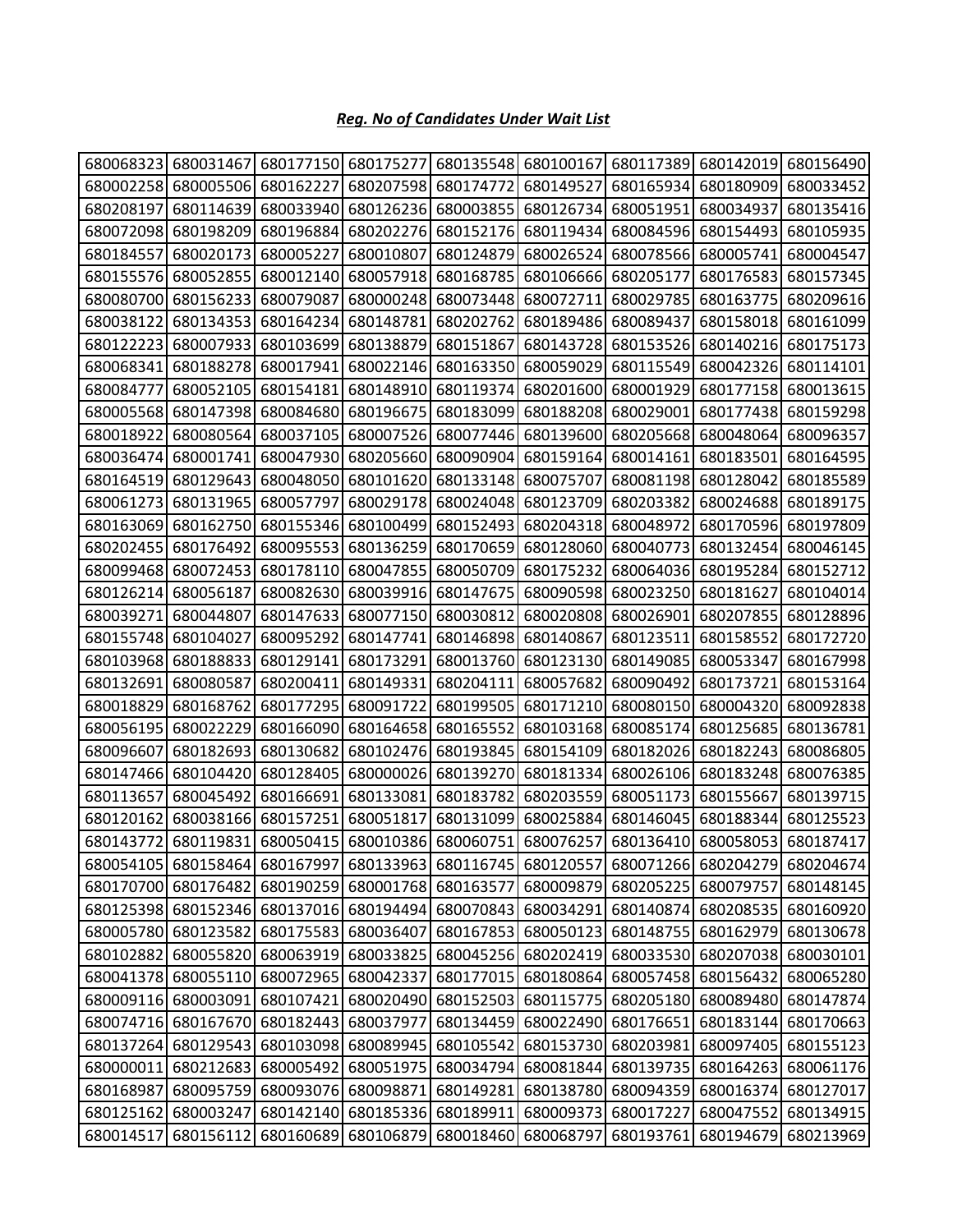***Reg. No of Candidates Under Wait List***

| | | | | | | | | |
|---|---|---|---|---|---|---|---|---|
| 680068323 | 680031467 | 680177150 | 680175277 | 680135548 | 680100167 | 680117389 | 680142019 | 680156490 |
| 680002258 | 680005506 | 680162227 | 680207598 | 680174772 | 680149527 | 680165934 | 680180909 | 680033452 |
| 680208197 | 680114639 | 680033940 | 680126236 | 680003855 | 680126734 | 680051951 | 680034937 | 680135416 |
| 680072098 | 680198209 | 680196884 | 680202276 | 680152176 | 680119434 | 680084596 | 680154493 | 680105935 |
| 680184557 | 680020173 | 680005227 | 680010807 | 680124879 | 680026524 | 680078566 | 680005741 | 680004547 |
| 680155576 | 680052855 | 680012140 | 680057918 | 680168785 | 680106666 | 680205177 | 680176583 | 680157345 |
| 680080700 | 680156233 | 680079087 | 680000248 | 680073448 | 680072711 | 680029785 | 680163775 | 680209616 |
| 680038122 | 680134353 | 680164234 | 680148781 | 680202762 | 680189486 | 680089437 | 680158018 | 680161099 |
| 680122223 | 680007933 | 680103699 | 680138879 | 680151867 | 680143728 | 680153526 | 680140216 | 680175173 |
| 680068341 | 680188278 | 680017941 | 680022146 | 680163350 | 680059029 | 680115549 | 680042326 | 680114101 |
| 680084777 | 680052105 | 680154181 | 680148910 | 680119374 | 680201600 | 680001929 | 680177158 | 680013615 |
| 680005568 | 680147398 | 680084680 | 680196675 | 680183099 | 680188208 | 680029001 | 680177438 | 680159298 |
| 680018922 | 680080564 | 680037105 | 680007526 | 680077446 | 680139600 | 680205668 | 680048064 | 680096357 |
| 680036474 | 680001741 | 680047930 | 680205660 | 680090904 | 680159164 | 680014161 | 680183501 | 680164595 |
| 680164519 | 680129643 | 680048050 | 680101620 | 680133148 | 680075707 | 680081198 | 680128042 | 680185589 |
| 680061273 | 680131965 | 680057797 | 680029178 | 680024048 | 680123709 | 680203382 | 680024688 | 680189175 |
| 680163069 | 680162750 | 680155346 | 680100499 | 680152493 | 680204318 | 680048972 | 680170596 | 680197809 |
| 680202455 | 680176492 | 680095553 | 680136259 | 680170659 | 680128060 | 680040773 | 680132454 | 680046145 |
| 680099468 | 680072453 | 680178110 | 680047855 | 680050709 | 680175232 | 680064036 | 680195284 | 680152712 |
| 680126214 | 680056187 | 680082630 | 680039916 | 680147675 | 680090598 | 680023250 | 680181627 | 680104014 |
| 680039271 | 680044807 | 680147633 | 680077150 | 680030812 | 680020808 | 680026901 | 680207855 | 680128896 |
| 680155748 | 680104027 | 680095292 | 680147741 | 680146898 | 680140867 | 680123511 | 680158552 | 680172720 |
| 680103968 | 680188833 | 680129141 | 680173291 | 680013760 | 680123130 | 680149085 | 680053347 | 680167998 |
| 680132691 | 680080587 | 680200411 | 680149331 | 680204111 | 680057682 | 680090492 | 680173721 | 680153164 |
| 680018829 | 680168762 | 680177295 | 680091722 | 680199505 | 680171210 | 680080150 | 680004320 | 680092838 |
| 680056195 | 680022229 | 680166090 | 680164658 | 680165552 | 680103168 | 680085174 | 680125685 | 680136781 |
| 680096607 | 680182693 | 680130682 | 680102476 | 680193845 | 680154109 | 680182026 | 680182243 | 680086805 |
| 680147466 | 680104420 | 680128405 | 680000026 | 680139270 | 680181334 | 680026106 | 680183248 | 680076385 |
| 680113657 | 680045492 | 680166691 | 680133081 | 680183782 | 680203559 | 680051173 | 680155667 | 680139715 |
| 680120162 | 680038166 | 680157251 | 680051817 | 680131099 | 680025884 | 680146045 | 680188344 | 680125523 |
| 680143772 | 680119831 | 680050415 | 680010386 | 680060751 | 680076257 | 680136410 | 680058053 | 680187417 |
| 680054105 | 680158464 | 680167997 | 680133963 | 680116745 | 680120557 | 680071266 | 680204279 | 680204674 |
| 680170700 | 680176482 | 680190259 | 680001768 | 680163577 | 680009879 | 680205225 | 680079757 | 680148145 |
| 680125398 | 680152346 | 680137016 | 680194494 | 680070843 | 680034291 | 680140874 | 680208535 | 680160920 |
| 680005780 | 680123582 | 680175583 | 680036407 | 680167853 | 680050123 | 680148755 | 680162979 | 680130678 |
| 680102882 | 680055820 | 680063919 | 680033825 | 680045256 | 680202419 | 680033530 | 680207038 | 680030101 |
| 680041378 | 680055110 | 680072965 | 680042337 | 680177015 | 680180864 | 680057458 | 680156432 | 680065280 |
| 680009116 | 680003091 | 680107421 | 680020490 | 680152503 | 680115775 | 680205180 | 680089480 | 680147874 |
| 680074716 | 680167670 | 680182443 | 680037977 | 680134459 | 680022490 | 680176651 | 680183144 | 680170663 |
| 680137264 | 680129543 | 680103098 | 680089945 | 680105542 | 680153730 | 680203981 | 680097405 | 680155123 |
| 680000011 | 680212683 | 680005492 | 680051975 | 680034794 | 680081844 | 680139735 | 680164263 | 680061176 |
| 680168987 | 680095759 | 680093076 | 680098871 | 680149281 | 680138780 | 680094359 | 680016374 | 680127017 |
| 680125162 | 680003247 | 680142140 | 680185336 | 680189911 | 680009373 | 680017227 | 680047552 | 680134915 |
| 680014517 | 680156112 | 680160689 | 680106879 | 680018460 | 680068797 | 680193761 | 680194679 | 680213969 |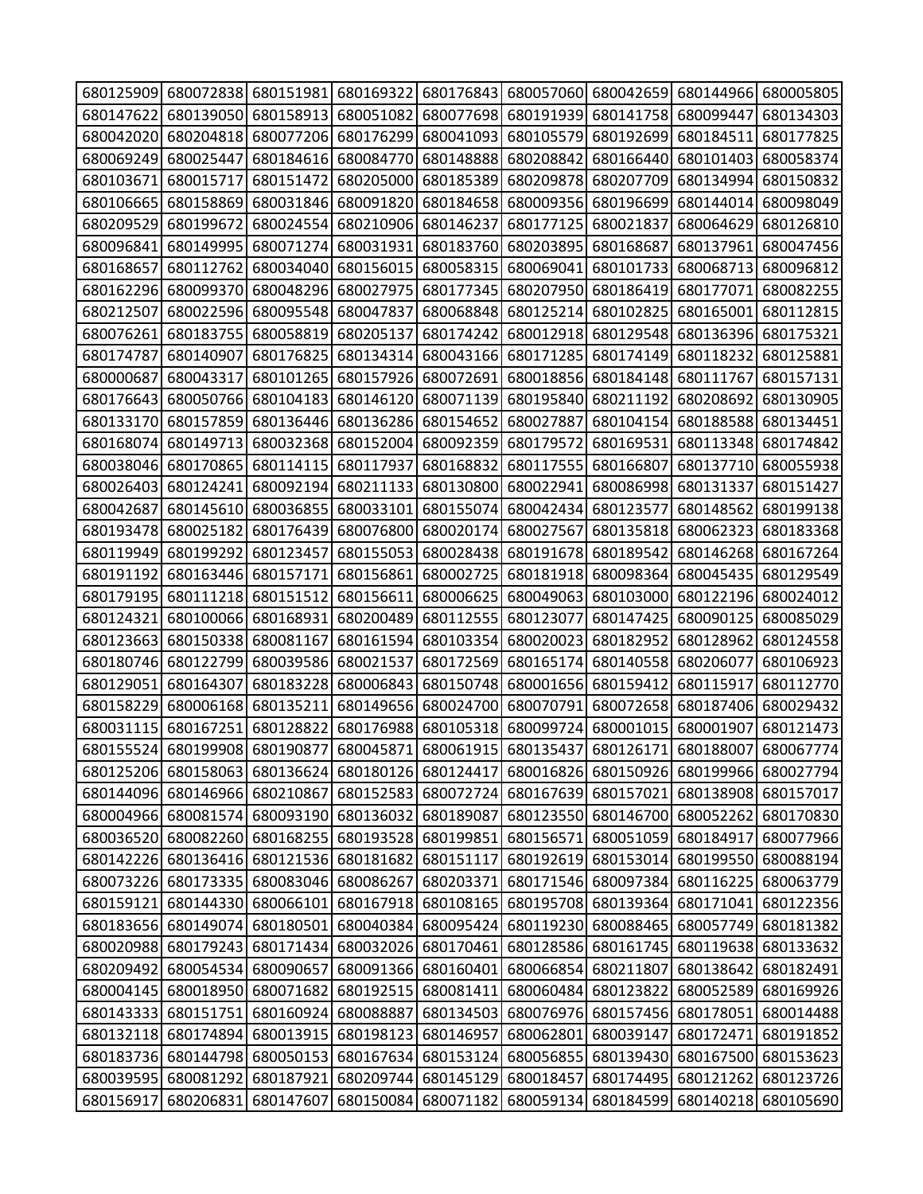| | | | | | | | | |
|---|---|---|---|---|---|---|---|---|
| 680125909 | 680072838 | 680151981 | 680169322 | 680176843 | 680057060 | 680042659 | 680144966 | 680005805 |
| 680147622 | 680139050 | 680158913 | 680051082 | 680077698 | 680191939 | 680141758 | 680099447 | 680134303 |
| 680042020 | 680204818 | 680077206 | 680176299 | 680041093 | 680105579 | 680192699 | 680184511 | 680177825 |
| 680069249 | 680025447 | 680184616 | 680084770 | 680148888 | 680208842 | 680166440 | 680101403 | 680058374 |
| 680103671 | 680015717 | 680151472 | 680205000 | 680185389 | 680209878 | 680207709 | 680134994 | 680150832 |
| 680106665 | 680158869 | 680031846 | 680091820 | 680184658 | 680009356 | 680196699 | 680144014 | 680098049 |
| 680209529 | 680199672 | 680024554 | 680210906 | 680146237 | 680177125 | 680021837 | 680064629 | 680126810 |
| 680096841 | 680149995 | 680071274 | 680031931 | 680183760 | 680203895 | 680168687 | 680137961 | 680047456 |
| 680168657 | 680112762 | 680034040 | 680156015 | 680058315 | 680069041 | 680101733 | 680068713 | 680096812 |
| 680162296 | 680099370 | 680048296 | 680027975 | 680177345 | 680207950 | 680186419 | 680177071 | 680082255 |
| 680212507 | 680022596 | 680095548 | 680047837 | 680068848 | 680125214 | 680102825 | 680165001 | 680112815 |
| 680076261 | 680183755 | 680058819 | 680205137 | 680174242 | 680012918 | 680129548 | 680136396 | 680175321 |
| 680174787 | 680140907 | 680176825 | 680134314 | 680043166 | 680171285 | 680174149 | 680118232 | 680125881 |
| 680000687 | 680043317 | 680101265 | 680157926 | 680072691 | 680018856 | 680184148 | 680111767 | 680157131 |
| 680176643 | 680050766 | 680104183 | 680146120 | 680071139 | 680195840 | 680211192 | 680208692 | 680130905 |
| 680133170 | 680157859 | 680136446 | 680136286 | 680154652 | 680027887 | 680104154 | 680188588 | 680134451 |
| 680168074 | 680149713 | 680032368 | 680152004 | 680092359 | 680179572 | 680169531 | 680113348 | 680174842 |
| 680038046 | 680170865 | 680114115 | 680117937 | 680168832 | 680117555 | 680166807 | 680137710 | 680055938 |
| 680026403 | 680124241 | 680092194 | 680211133 | 680130800 | 680022941 | 680086998 | 680131337 | 680151427 |
| 680042687 | 680145610 | 680036855 | 680033101 | 680155074 | 680042434 | 680123577 | 680148562 | 680199138 |
| 680193478 | 680025182 | 680176439 | 680076800 | 680020174 | 680027567 | 680135818 | 680062323 | 680183368 |
| 680119949 | 680199292 | 680123457 | 680155053 | 680028438 | 680191678 | 680189542 | 680146268 | 680167264 |
| 680191192 | 680163446 | 680157171 | 680156861 | 680002725 | 680181918 | 680098364 | 680045435 | 680129549 |
| 680179195 | 680111218 | 680151512 | 680156611 | 680006625 | 680049063 | 680103000 | 680122196 | 680024012 |
| 680124321 | 680100066 | 680168931 | 680200489 | 680112555 | 680123077 | 680147425 | 680090125 | 680085029 |
| 680123663 | 680150338 | 680081167 | 680161594 | 680103354 | 680020023 | 680182952 | 680128962 | 680124558 |
| 680180746 | 680122799 | 680039586 | 680021537 | 680172569 | 680165174 | 680140558 | 680206077 | 680106923 |
| 680129051 | 680164307 | 680183228 | 680006843 | 680150748 | 680001656 | 680159412 | 680115917 | 680112770 |
| 680158229 | 680006168 | 680135211 | 680149656 | 680024700 | 680070791 | 680072658 | 680187406 | 680029432 |
| 680031115 | 680167251 | 680128822 | 680176988 | 680105318 | 680099724 | 680001015 | 680001907 | 680121473 |
| 680155524 | 680199908 | 680190877 | 680045871 | 680061915 | 680135437 | 680126171 | 680188007 | 680067774 |
| 680125206 | 680158063 | 680136624 | 680180126 | 680124417 | 680016826 | 680150926 | 680199966 | 680027794 |
| 680144096 | 680146966 | 680210867 | 680152583 | 680072724 | 680167639 | 680157021 | 680138908 | 680157017 |
| 680004966 | 680081574 | 680093190 | 680136032 | 680189087 | 680123550 | 680146700 | 680052262 | 680170830 |
| 680036520 | 680082260 | 680168255 | 680193528 | 680199851 | 680156571 | 680051059 | 680184917 | 680077966 |
| 680142226 | 680136416 | 680121536 | 680181682 | 680151117 | 680192619 | 680153014 | 680199550 | 680088194 |
| 680073226 | 680173335 | 680083046 | 680086267 | 680203371 | 680171546 | 680097384 | 680116225 | 680063779 |
| 680159121 | 680144330 | 680066101 | 680167918 | 680108165 | 680195708 | 680139364 | 680171041 | 680122356 |
| 680183656 | 680149074 | 680180501 | 680040384 | 680095424 | 680119230 | 680088465 | 680057749 | 680181382 |
| 680020988 | 680179243 | 680171434 | 680032026 | 680170461 | 680128586 | 680161745 | 680119638 | 680133632 |
| 680209492 | 680054534 | 680090657 | 680091366 | 680160401 | 680066854 | 680211807 | 680138642 | 680182491 |
| 680004145 | 680018950 | 680071682 | 680192515 | 680081411 | 680060484 | 680123822 | 680052589 | 680169926 |
| 680143333 | 680151751 | 680160924 | 680088887 | 680134503 | 680076976 | 680157456 | 680178051 | 680014488 |
| 680132118 | 680174894 | 680013915 | 680198123 | 680146957 | 680062801 | 680039147 | 680172471 | 680191852 |
| 680183736 | 680144798 | 680050153 | 680167634 | 680153124 | 680056855 | 680139430 | 680167500 | 680153623 |
| 680039595 | 680081292 | 680187921 | 680209744 | 680145129 | 680018457 | 680174495 | 680121262 | 680123726 |
| 680156917 | 680206831 | 680147607 | 680150084 | 680071182 | 680059134 | 680184599 | 680140218 | 680105690 |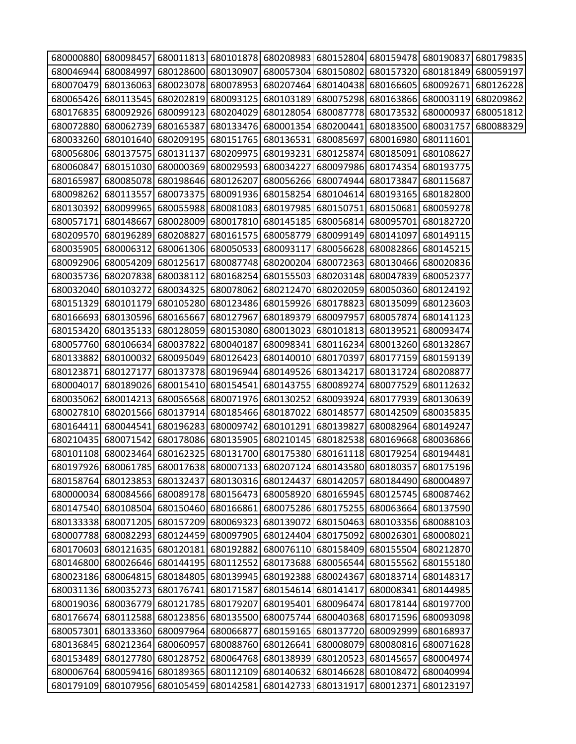| | | | | | | | | |
|---|---|---|---|---|---|---|---|---|
| 680000880 | 680098457 | 680011813 | 680101878 | 680208983 | 680152804 | 680159478 | 680190837 | 680179835 |
| 680046944 | 680084997 | 680128600 | 680130907 | 680057304 | 680150802 | 680157320 | 680181849 | 680059197 |
| 680070479 | 680136063 | 680023078 | 680078953 | 680207464 | 680140438 | 680166605 | 680092671 | 680126228 |
| 680065426 | 680113545 | 680202819 | 680093125 | 680103189 | 680075298 | 680163866 | 680003119 | 680209862 |
| 680176835 | 680092926 | 680099123 | 680204029 | 680128054 | 680087778 | 680173532 | 680000937 | 680051812 |
| 680072880 | 680062739 | 680165387 | 680133476 | 680001354 | 680200441 | 680183500 | 680031757 | 680088329 |
| 680033260 | 680101640 | 680209195 | 680151765 | 680136531 | 680085697 | 680016980 | 680111601 | |
| 680056806 | 680137575 | 680131137 | 680209975 | 680193231 | 680125874 | 680185091 | 680108627 | |
| 680060847 | 680151030 | 680000369 | 680029593 | 680034227 | 680097986 | 680174354 | 680193775 | |
| 680165987 | 680085078 | 680198646 | 680126207 | 680056266 | 680074944 | 680173847 | 680115687 | |
| 680098262 | 680113557 | 680073375 | 680091936 | 680158254 | 680104614 | 680193165 | 680182800 | |
| 680130392 | 680099965 | 680055988 | 680081083 | 680197985 | 680150751 | 680150681 | 680059278 | |
| 680057171 | 680148667 | 680028009 | 680017810 | 680145185 | 680056814 | 680095701 | 680182720 | |
| 680209570 | 680196289 | 680208827 | 680161575 | 680058779 | 680099149 | 680141097 | 680149115 | |
| 680035905 | 680006312 | 680061306 | 680050533 | 680093117 | 680056628 | 680082866 | 680145215 | |
| 680092906 | 680054209 | 680125617 | 680087748 | 680200204 | 680072363 | 680130466 | 680020836 | |
| 680035736 | 680207838 | 680038112 | 680168254 | 680155503 | 680203148 | 680047839 | 680052377 | |
| 680032040 | 680103272 | 680034325 | 680078062 | 680212470 | 680202059 | 680050360 | 680124192 | |
| 680151329 | 680101179 | 680105280 | 680123486 | 680159926 | 680178823 | 680135099 | 680123603 | |
| 680166693 | 680130596 | 680165667 | 680127967 | 680189379 | 680097957 | 680057874 | 680141123 | |
| 680153420 | 680135133 | 680128059 | 680153080 | 680013023 | 680101813 | 680139521 | 680093474 | |
| 680057760 | 680106634 | 680037822 | 680040187 | 680098341 | 680116234 | 680013260 | 680132867 | |
| 680133882 | 680100032 | 680095049 | 680126423 | 680140010 | 680170397 | 680177159 | 680159139 | |
| 680123871 | 680127177 | 680137378 | 680196944 | 680149526 | 680134217 | 680131724 | 680208877 | |
| 680004017 | 680189026 | 680015410 | 680154541 | 680143755 | 680089274 | 680077529 | 680112632 | |
| 680035062 | 680014213 | 680056568 | 680071976 | 680130252 | 680093924 | 680177939 | 680130639 | |
| 680027810 | 680201566 | 680137914 | 680185466 | 680187022 | 680148577 | 680142509 | 680035835 | |
| 680164411 | 680044541 | 680196283 | 680009742 | 680101291 | 680139827 | 680082964 | 680149247 | |
| 680210435 | 680071542 | 680178086 | 680135905 | 680210145 | 680182538 | 680169668 | 680036866 | |
| 680101108 | 680023464 | 680162325 | 680131700 | 680175380 | 680161118 | 680179254 | 680194481 | |
| 680197926 | 680061785 | 680017638 | 680007133 | 680207124 | 680143580 | 680180357 | 680175196 | |
| 680158764 | 680123853 | 680132437 | 680130316 | 680124437 | 680142057 | 680184490 | 680004897 | |
| 680000034 | 680084566 | 680089178 | 680156473 | 680058920 | 680165945 | 680125745 | 680087462 | |
| 680147540 | 680108504 | 680150460 | 680166861 | 680075286 | 680175255 | 680063664 | 680137590 | |
| 680133338 | 680071205 | 680157209 | 680069323 | 680139072 | 680150463 | 680103356 | 680088103 | |
| 680007788 | 680082293 | 680124459 | 680097905 | 680124404 | 680175092 | 680026301 | 680008021 | |
| 680170603 | 680121635 | 680120181 | 680192882 | 680076110 | 680158409 | 680155504 | 680212870 | |
| 680146800 | 680026646 | 680144195 | 680112552 | 680173688 | 680056544 | 680155562 | 680155180 | |
| 680023186 | 680064815 | 680184805 | 680139945 | 680192388 | 680024367 | 680183714 | 680148317 | |
| 680031136 | 680035273 | 680176741 | 680171587 | 680154614 | 680141417 | 680008341 | 680144985 | |
| 680019036 | 680036779 | 680121785 | 680179207 | 680195401 | 680096474 | 680178144 | 680197700 | |
| 680176674 | 680112588 | 680123856 | 680135500 | 680075744 | 680040368 | 680171596 | 680093098 | |
| 680057301 | 680133360 | 680097964 | 680066877 | 680159165 | 680137720 | 680092999 | 680168937 | |
| 680136845 | 680212364 | 680060957 | 680088760 | 680126641 | 680008079 | 680080816 | 680071628 | |
| 680153489 | 680127780 | 680128752 | 680064768 | 680138939 | 680120523 | 680145657 | 680004974 | |
| 680006764 | 680059416 | 680189365 | 680112109 | 680140632 | 680146628 | 680108472 | 680040994 | |
| 680179109 | 680107956 | 680105459 | 680142581 | 680142733 | 680131917 | 680012371 | 680123197 | |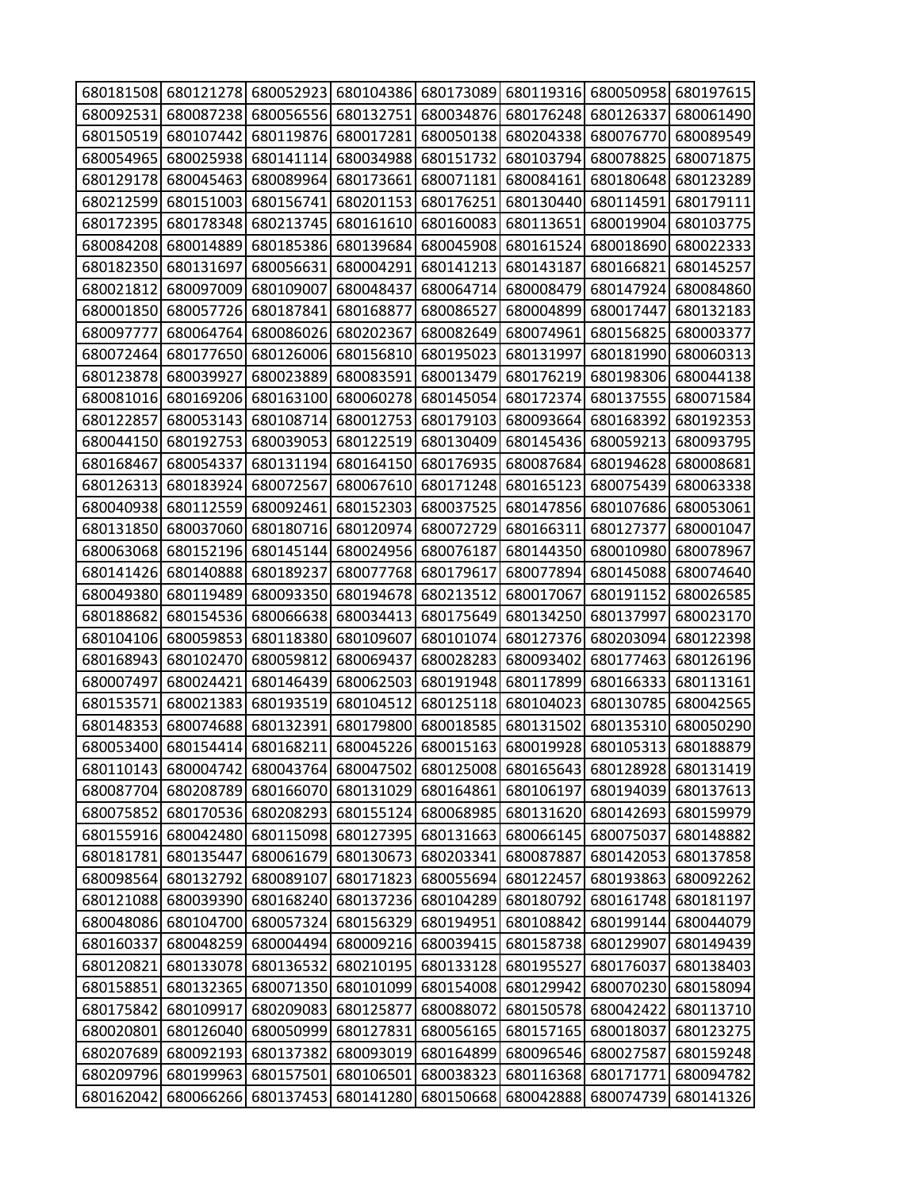| | | | | | | | |
|---|---|---|---|---|---|---|---|
| 680181508 | 680121278 | 680052923 | 680104386 | 680173089 | 680119316 | 680050958 | 680197615 |
| 680092531 | 680087238 | 680056556 | 680132751 | 680034876 | 680176248 | 680126337 | 680061490 |
| 680150519 | 680107442 | 680119876 | 680017281 | 680050138 | 680204338 | 680076770 | 680089549 |
| 680054965 | 680025938 | 680141114 | 680034988 | 680151732 | 680103794 | 680078825 | 680071875 |
| 680129178 | 680045463 | 680089964 | 680173661 | 680071181 | 680084161 | 680180648 | 680123289 |
| 680212599 | 680151003 | 680156741 | 680201153 | 680176251 | 680130440 | 680114591 | 680179111 |
| 680172395 | 680178348 | 680213745 | 680161610 | 680160083 | 680113651 | 680019904 | 680103775 |
| 680084208 | 680014889 | 680185386 | 680139684 | 680045908 | 680161524 | 680018690 | 680022333 |
| 680182350 | 680131697 | 680056631 | 680004291 | 680141213 | 680143187 | 680166821 | 680145257 |
| 680021812 | 680097009 | 680109007 | 680048437 | 680064714 | 680008479 | 680147924 | 680084860 |
| 680001850 | 680057726 | 680187841 | 680168877 | 680086527 | 680004899 | 680017447 | 680132183 |
| 680097777 | 680064764 | 680086026 | 680202367 | 680082649 | 680074961 | 680156825 | 680003377 |
| 680072464 | 680177650 | 680126006 | 680156810 | 680195023 | 680131997 | 680181990 | 680060313 |
| 680123878 | 680039927 | 680023889 | 680083591 | 680013479 | 680176219 | 680198306 | 680044138 |
| 680081016 | 680169206 | 680163100 | 680060278 | 680145054 | 680172374 | 680137555 | 680071584 |
| 680122857 | 680053143 | 680108714 | 680012753 | 680179103 | 680093664 | 680168392 | 680192353 |
| 680044150 | 680192753 | 680039053 | 680122519 | 680130409 | 680145436 | 680059213 | 680093795 |
| 680168467 | 680054337 | 680131194 | 680164150 | 680176935 | 680087684 | 680194628 | 680008681 |
| 680126313 | 680183924 | 680072567 | 680067610 | 680171248 | 680165123 | 680075439 | 680063338 |
| 680040938 | 680112559 | 680092461 | 680152303 | 680037525 | 680147856 | 680107686 | 680053061 |
| 680131850 | 680037060 | 680180716 | 680120974 | 680072729 | 680166311 | 680127377 | 680001047 |
| 680063068 | 680152196 | 680145144 | 680024956 | 680076187 | 680144350 | 680010980 | 680078967 |
| 680141426 | 680140888 | 680189237 | 680077768 | 680179617 | 680077894 | 680145088 | 680074640 |
| 680049380 | 680119489 | 680093350 | 680194678 | 680213512 | 680017067 | 680191152 | 680026585 |
| 680188682 | 680154536 | 680066638 | 680034413 | 680175649 | 680134250 | 680137997 | 680023170 |
| 680104106 | 680059853 | 680118380 | 680109607 | 680101074 | 680127376 | 680203094 | 680122398 |
| 680168943 | 680102470 | 680059812 | 680069437 | 680028283 | 680093402 | 680177463 | 680126196 |
| 680007497 | 680024421 | 680146439 | 680062503 | 680191948 | 680117899 | 680166333 | 680113161 |
| 680153571 | 680021383 | 680193519 | 680104512 | 680125118 | 680104023 | 680130785 | 680042565 |
| 680148353 | 680074688 | 680132391 | 680179800 | 680018585 | 680131502 | 680135310 | 680050290 |
| 680053400 | 680154414 | 680168211 | 680045226 | 680015163 | 680019928 | 680105313 | 680188879 |
| 680110143 | 680004742 | 680043764 | 680047502 | 680125008 | 680165643 | 680128928 | 680131419 |
| 680087704 | 680208789 | 680166070 | 680131029 | 680164861 | 680106197 | 680194039 | 680137613 |
| 680075852 | 680170536 | 680208293 | 680155124 | 680068985 | 680131620 | 680142693 | 680159979 |
| 680155916 | 680042480 | 680115098 | 680127395 | 680131663 | 680066145 | 680075037 | 680148882 |
| 680181781 | 680135447 | 680061679 | 680130673 | 680203341 | 680087887 | 680142053 | 680137858 |
| 680098564 | 680132792 | 680089107 | 680171823 | 680055694 | 680122457 | 680193863 | 680092262 |
| 680121088 | 680039390 | 680168240 | 680137236 | 680104289 | 680180792 | 680161748 | 680181197 |
| 680048086 | 680104700 | 680057324 | 680156329 | 680194951 | 680108842 | 680199144 | 680044079 |
| 680160337 | 680048259 | 680004494 | 680009216 | 680039415 | 680158738 | 680129907 | 680149439 |
| 680120821 | 680133078 | 680136532 | 680210195 | 680133128 | 680195527 | 680176037 | 680138403 |
| 680158851 | 680132365 | 680071350 | 680101099 | 680154008 | 680129942 | 680070230 | 680158094 |
| 680175842 | 680109917 | 680209083 | 680125877 | 680088072 | 680150578 | 680042422 | 680113710 |
| 680020801 | 680126040 | 680050999 | 680127831 | 680056165 | 680157165 | 680018037 | 680123275 |
| 680207689 | 680092193 | 680137382 | 680093019 | 680164899 | 680096546 | 680027587 | 680159248 |
| 680209796 | 680199963 | 680157501 | 680106501 | 680038323 | 680116368 | 680171771 | 680094782 |
| 680162042 | 680066266 | 680137453 | 680141280 | 680150668 | 680042888 | 680074739 | 680141326 |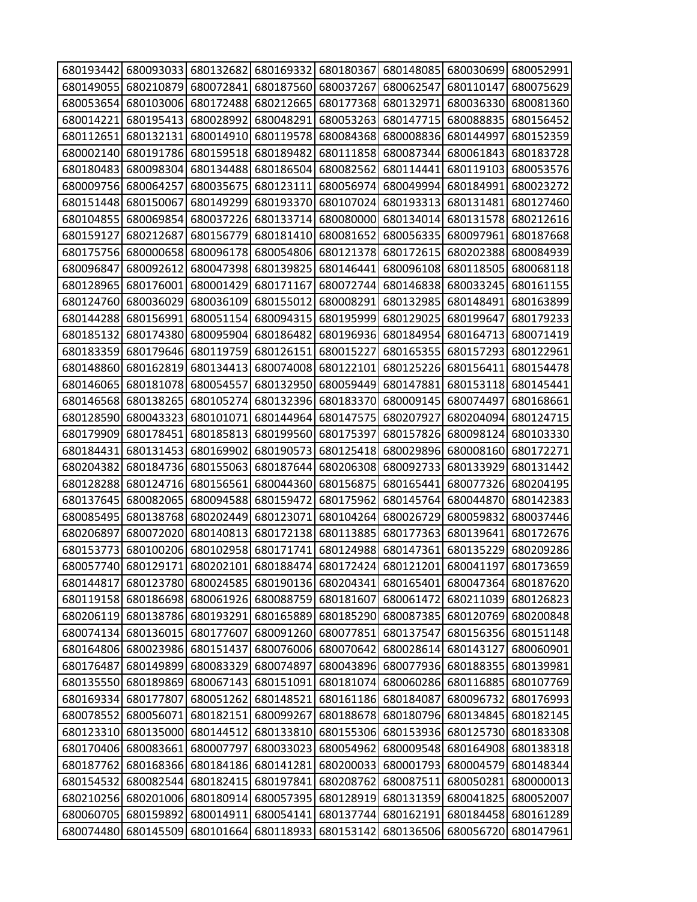| | | | | | | | |
|---|---|---|---|---|---|---|---|
| 680193442 | 680093033 | 680132682 | 680169332 | 680180367 | 680148085 | 680030699 | 680052991 |
| 680149055 | 680210879 | 680072841 | 680187560 | 680037267 | 680062547 | 680110147 | 680075629 |
| 680053654 | 680103006 | 680172488 | 680212665 | 680177368 | 680132971 | 680036330 | 680081360 |
| 680014221 | 680195413 | 680028992 | 680048291 | 680053263 | 680147715 | 680088835 | 680156452 |
| 680112651 | 680132131 | 680014910 | 680119578 | 680084368 | 680008836 | 680144997 | 680152359 |
| 680002140 | 680191786 | 680159518 | 680189482 | 680111858 | 680087344 | 680061843 | 680183728 |
| 680180483 | 680098304 | 680134488 | 680186504 | 680082562 | 680114441 | 680119103 | 680053576 |
| 680009756 | 680064257 | 680035675 | 680123111 | 680056974 | 680049994 | 680184991 | 680023272 |
| 680151448 | 680150067 | 680149299 | 680193370 | 680107024 | 680193313 | 680131481 | 680127460 |
| 680104855 | 680069854 | 680037226 | 680133714 | 680080000 | 680134014 | 680131578 | 680212616 |
| 680159127 | 680212687 | 680156779 | 680181410 | 680081652 | 680056335 | 680097961 | 680187668 |
| 680175756 | 680000658 | 680096178 | 680054806 | 680121378 | 680172615 | 680202388 | 680084939 |
| 680096847 | 680092612 | 680047398 | 680139825 | 680146441 | 680096108 | 680118505 | 680068118 |
| 680128965 | 680176001 | 680001429 | 680171167 | 680072744 | 680146838 | 680033245 | 680161155 |
| 680124760 | 680036029 | 680036109 | 680155012 | 680008291 | 680132985 | 680148491 | 680163899 |
| 680144288 | 680156991 | 680051154 | 680094315 | 680195999 | 680129025 | 680199647 | 680179233 |
| 680185132 | 680174380 | 680095904 | 680186482 | 680196936 | 680184954 | 680164713 | 680071419 |
| 680183359 | 680179646 | 680119759 | 680126151 | 680015227 | 680165355 | 680157293 | 680122961 |
| 680148860 | 680162819 | 680134413 | 680074008 | 680122101 | 680125226 | 680156411 | 680154478 |
| 680146065 | 680181078 | 680054557 | 680132950 | 680059449 | 680147881 | 680153118 | 680145441 |
| 680146568 | 680138265 | 680105274 | 680132396 | 680183370 | 680009145 | 680074497 | 680168661 |
| 680128590 | 680043323 | 680101071 | 680144964 | 680147575 | 680207927 | 680204094 | 680124715 |
| 680179909 | 680178451 | 680185813 | 680199560 | 680175397 | 680157826 | 680098124 | 680103330 |
| 680184431 | 680131453 | 680169902 | 680190573 | 680125418 | 680029896 | 680008160 | 680172271 |
| 680204382 | 680184736 | 680155063 | 680187644 | 680206308 | 680092733 | 680133929 | 680131442 |
| 680128288 | 680124716 | 680156561 | 680044360 | 680156875 | 680165441 | 680077326 | 680204195 |
| 680137645 | 680082065 | 680094588 | 680159472 | 680175962 | 680145764 | 680044870 | 680142383 |
| 680085495 | 680138768 | 680202449 | 680123071 | 680104264 | 680026729 | 680059832 | 680037446 |
| 680206897 | 680072020 | 680140813 | 680172138 | 680113885 | 680177363 | 680139641 | 680172676 |
| 680153773 | 680100206 | 680102958 | 680171741 | 680124988 | 680147361 | 680135229 | 680209286 |
| 680057740 | 680129171 | 680202101 | 680188474 | 680172424 | 680121201 | 680041197 | 680173659 |
| 680144817 | 680123780 | 680024585 | 680190136 | 680204341 | 680165401 | 680047364 | 680187620 |
| 680119158 | 680186698 | 680061926 | 680088759 | 680181607 | 680061472 | 680211039 | 680126823 |
| 680206119 | 680138786 | 680193291 | 680165889 | 680185290 | 680087385 | 680120769 | 680200848 |
| 680074134 | 680136015 | 680177607 | 680091260 | 680077851 | 680137547 | 680156356 | 680151148 |
| 680164806 | 680023986 | 680151437 | 680076006 | 680070642 | 680028614 | 680143127 | 680060901 |
| 680176487 | 680149899 | 680083329 | 680074897 | 680043896 | 680077936 | 680188355 | 680139981 |
| 680135550 | 680189869 | 680067143 | 680151091 | 680181074 | 680060286 | 680116885 | 680107769 |
| 680169334 | 680177807 | 680051262 | 680148521 | 680161186 | 680184087 | 680096732 | 680176993 |
| 680078552 | 680056071 | 680182151 | 680099267 | 680188678 | 680180796 | 680134845 | 680182145 |
| 680123310 | 680135000 | 680144512 | 680133810 | 680155306 | 680153936 | 680125730 | 680183308 |
| 680170406 | 680083661 | 680007797 | 680033023 | 680054962 | 680009548 | 680164908 | 680138318 |
| 680187762 | 680168366 | 680184186 | 680141281 | 680200033 | 680001793 | 680004579 | 680148344 |
| 680154532 | 680082544 | 680182415 | 680197841 | 680208762 | 680087511 | 680050281 | 680000013 |
| 680210256 | 680201006 | 680180914 | 680057395 | 680128919 | 680131359 | 680041825 | 680052007 |
| 680060705 | 680159892 | 680014911 | 680054141 | 680137744 | 680162191 | 680184458 | 680161289 |
| 680074480 | 680145509 | 680101664 | 680118933 | 680153142 | 680136506 | 680056720 | 680147961 |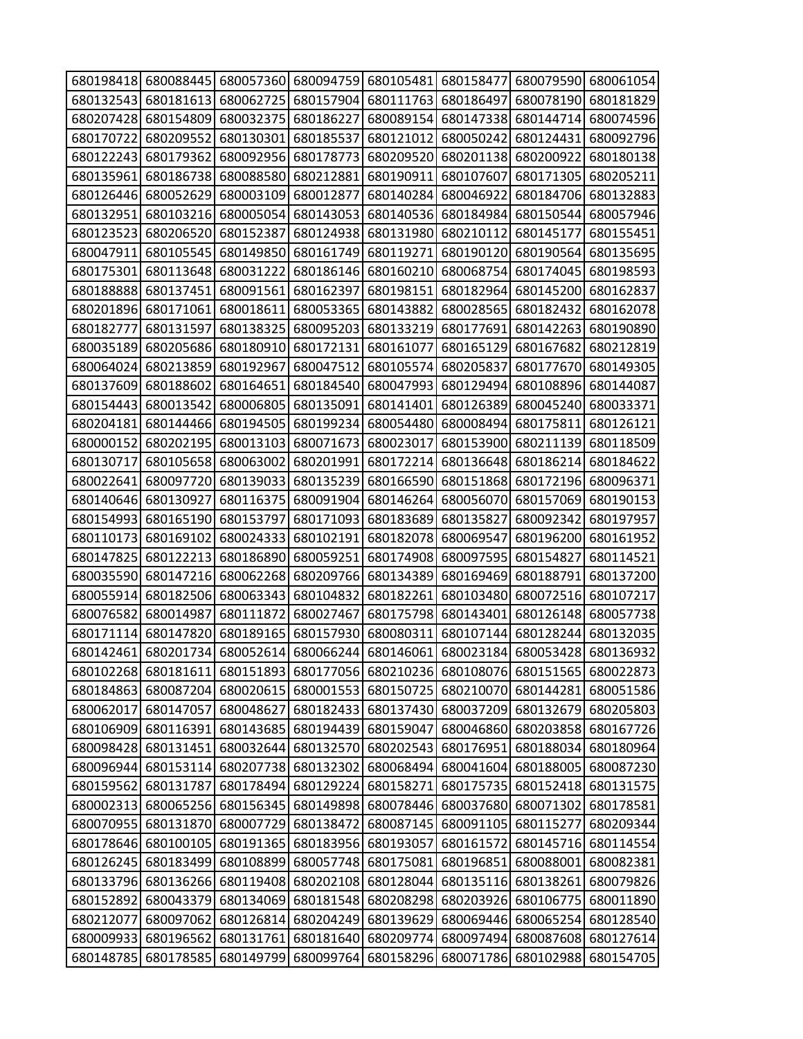| 680198418 | 680088445 | 680057360 | 680094759 | 680105481 | 680158477 | 680079590 | 680061054 |
|---|---|---|---|---|---|---|---|
| 680132543 | 680181613 | 680062725 | 680157904 | 680111763 | 680186497 | 680078190 | 680181829 |
| 680207428 | 680154809 | 680032375 | 680186227 | 680089154 | 680147338 | 680144714 | 680074596 |
| 680170722 | 680209552 | 680130301 | 680185537 | 680121012 | 680050242 | 680124431 | 680092796 |
| 680122243 | 680179362 | 680092956 | 680178773 | 680209520 | 680201138 | 680200922 | 680180138 |
| 680135961 | 680186738 | 680088580 | 680212881 | 680190911 | 680107607 | 680171305 | 680205211 |
| 680126446 | 680052629 | 680003109 | 680012877 | 680140284 | 680046922 | 680184706 | 680132883 |
| 680132951 | 680103216 | 680005054 | 680143053 | 680140536 | 680184984 | 680150544 | 680057946 |
| 680123523 | 680206520 | 680152387 | 680124938 | 680131980 | 680210112 | 680145177 | 680155451 |
| 680047911 | 680105545 | 680149850 | 680161749 | 680119271 | 680190120 | 680190564 | 680135695 |
| 680175301 | 680113648 | 680031222 | 680186146 | 680160210 | 680068754 | 680174045 | 680198593 |
| 680188888 | 680137451 | 680091561 | 680162397 | 680198151 | 680182964 | 680145200 | 680162837 |
| 680201896 | 680171061 | 680018611 | 680053365 | 680143882 | 680028565 | 680182432 | 680162078 |
| 680182777 | 680131597 | 680138325 | 680095203 | 680133219 | 680177691 | 680142263 | 680190890 |
| 680035189 | 680205686 | 680180910 | 680172131 | 680161077 | 680165129 | 680167682 | 680212819 |
| 680064024 | 680213859 | 680192967 | 680047512 | 680105574 | 680205837 | 680177670 | 680149305 |
| 680137609 | 680188602 | 680164651 | 680184540 | 680047993 | 680129494 | 680108896 | 680144087 |
| 680154443 | 680013542 | 680006805 | 680135091 | 680141401 | 680126389 | 680045240 | 680033371 |
| 680204181 | 680144466 | 680194505 | 680199234 | 680054480 | 680008494 | 680175811 | 680126121 |
| 680000152 | 680202195 | 680013103 | 680071673 | 680023017 | 680153900 | 680211139 | 680118509 |
| 680130717 | 680105658 | 680063002 | 680201991 | 680172214 | 680136648 | 680186214 | 680184622 |
| 680022641 | 680097720 | 680139033 | 680135239 | 680166590 | 680151868 | 680172196 | 680096371 |
| 680140646 | 680130927 | 680116375 | 680091904 | 680146264 | 680056070 | 680157069 | 680190153 |
| 680154993 | 680165190 | 680153797 | 680171093 | 680183689 | 680135827 | 680092342 | 680197957 |
| 680110173 | 680169102 | 680024333 | 680102191 | 680182078 | 680069547 | 680196200 | 680161952 |
| 680147825 | 680122213 | 680186890 | 680059251 | 680174908 | 680097595 | 680154827 | 680114521 |
| 680035590 | 680147216 | 680062268 | 680209766 | 680134389 | 680169469 | 680188791 | 680137200 |
| 680055914 | 680182506 | 680063343 | 680104832 | 680182261 | 680103480 | 680072516 | 680107217 |
| 680076582 | 680014987 | 680111872 | 680027467 | 680175798 | 680143401 | 680126148 | 680057738 |
| 680171114 | 680147820 | 680189165 | 680157930 | 680080311 | 680107144 | 680128244 | 680132035 |
| 680142461 | 680201734 | 680052614 | 680066244 | 680146061 | 680023184 | 680053428 | 680136932 |
| 680102268 | 680181611 | 680151893 | 680177056 | 680210236 | 680108076 | 680151565 | 680022873 |
| 680184863 | 680087204 | 680020615 | 680001553 | 680150725 | 680210070 | 680144281 | 680051586 |
| 680062017 | 680147057 | 680048627 | 680182433 | 680137430 | 680037209 | 680132679 | 680205803 |
| 680106909 | 680116391 | 680143685 | 680194439 | 680159047 | 680046860 | 680203858 | 680167726 |
| 680098428 | 680131451 | 680032644 | 680132570 | 680202543 | 680176951 | 680188034 | 680180964 |
| 680096944 | 680153114 | 680207738 | 680132302 | 680068494 | 680041604 | 680188005 | 680087230 |
| 680159562 | 680131787 | 680178494 | 680129224 | 680158271 | 680175735 | 680152418 | 680131575 |
| 680002313 | 680065256 | 680156345 | 680149898 | 680078446 | 680037680 | 680071302 | 680178581 |
| 680070955 | 680131870 | 680007729 | 680138472 | 680087145 | 680091105 | 680115277 | 680209344 |
| 680178646 | 680100105 | 680191365 | 680183956 | 680193057 | 680161572 | 680145716 | 680114554 |
| 680126245 | 680183499 | 680108899 | 680057748 | 680175081 | 680196851 | 680088001 | 680082381 |
| 680133796 | 680136266 | 680119408 | 680202108 | 680128044 | 680135116 | 680138261 | 680079826 |
| 680152892 | 680043379 | 680134069 | 680181548 | 680208298 | 680203926 | 680106775 | 680011890 |
| 680212077 | 680097062 | 680126814 | 680204249 | 680139629 | 680069446 | 680065254 | 680128540 |
| 680009933 | 680196562 | 680131761 | 680181640 | 680209774 | 680097494 | 680087608 | 680127614 |
| 680148785 | 680178585 | 680149799 | 680099764 | 680158296 | 680071786 | 680102988 | 680154705 |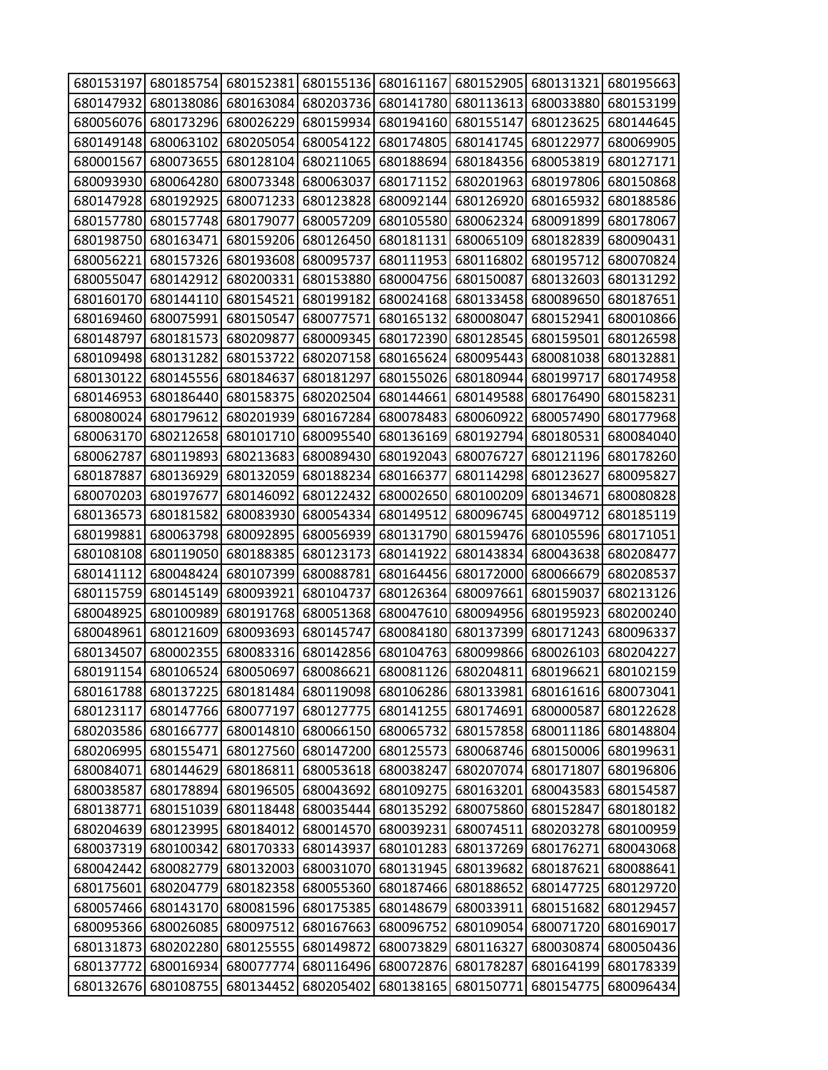| | | | | | | | |
|---|---|---|---|---|---|---|---|
| 680153197 | 680185754 | 680152381 | 680155136 | 680161167 | 680152905 | 680131321 | 680195663 |
| 680147932 | 680138086 | 680163084 | 680203736 | 680141780 | 680113613 | 680033880 | 680153199 |
| 680056076 | 680173296 | 680026229 | 680159934 | 680194160 | 680155147 | 680123625 | 680144645 |
| 680149148 | 680063102 | 680205054 | 680054122 | 680174805 | 680141745 | 680122977 | 680069905 |
| 680001567 | 680073655 | 680128104 | 680211065 | 680188694 | 680184356 | 680053819 | 680127171 |
| 680093930 | 680064280 | 680073348 | 680063037 | 680171152 | 680201963 | 680197806 | 680150868 |
| 680147928 | 680192925 | 680071233 | 680123828 | 680092144 | 680126920 | 680165932 | 680188586 |
| 680157780 | 680157748 | 680179077 | 680057209 | 680105580 | 680062324 | 680091899 | 680178067 |
| 680198750 | 680163471 | 680159206 | 680126450 | 680181131 | 680065109 | 680182839 | 680090431 |
| 680056221 | 680157326 | 680193608 | 680095737 | 680111953 | 680116802 | 680195712 | 680070824 |
| 680055047 | 680142912 | 680200331 | 680153880 | 680004756 | 680150087 | 680132603 | 680131292 |
| 680160170 | 680144110 | 680154521 | 680199182 | 680024168 | 680133458 | 680089650 | 680187651 |
| 680169460 | 680075991 | 680150547 | 680077571 | 680165132 | 680008047 | 680152941 | 680010866 |
| 680148797 | 680181573 | 680209877 | 680009345 | 680172390 | 680128545 | 680159501 | 680126598 |
| 680109498 | 680131282 | 680153722 | 680207158 | 680165624 | 680095443 | 680081038 | 680132881 |
| 680130122 | 680145556 | 680184637 | 680181297 | 680155026 | 680180944 | 680199717 | 680174958 |
| 680146953 | 680186440 | 680158375 | 680202504 | 680144661 | 680149588 | 680176490 | 680158231 |
| 680080024 | 680179612 | 680201939 | 680167284 | 680078483 | 680060922 | 680057490 | 680177968 |
| 680063170 | 680212658 | 680101710 | 680095540 | 680136169 | 680192794 | 680180531 | 680084040 |
| 680062787 | 680119893 | 680213683 | 680089430 | 680192043 | 680076727 | 680121196 | 680178260 |
| 680187887 | 680136929 | 680132059 | 680188234 | 680166377 | 680114298 | 680123627 | 680095827 |
| 680070203 | 680197677 | 680146092 | 680122432 | 680002650 | 680100209 | 680134671 | 680080828 |
| 680136573 | 680181582 | 680083930 | 680054334 | 680149512 | 680096745 | 680049712 | 680185119 |
| 680199881 | 680063798 | 680092895 | 680056939 | 680131790 | 680159476 | 680105596 | 680171051 |
| 680108108 | 680119050 | 680188385 | 680123173 | 680141922 | 680143834 | 680043638 | 680208477 |
| 680141112 | 680048424 | 680107399 | 680088781 | 680164456 | 680172000 | 680066679 | 680208537 |
| 680115759 | 680145149 | 680093921 | 680104737 | 680126364 | 680097661 | 680159037 | 680213126 |
| 680048925 | 680100989 | 680191768 | 680051368 | 680047610 | 680094956 | 680195923 | 680200240 |
| 680048961 | 680121609 | 680093693 | 680145747 | 680084180 | 680137399 | 680171243 | 680096337 |
| 680134507 | 680002355 | 680083316 | 680142856 | 680104763 | 680099866 | 680026103 | 680204227 |
| 680191154 | 680106524 | 680050697 | 680086621 | 680081126 | 680204811 | 680196621 | 680102159 |
| 680161788 | 680137225 | 680181484 | 680119098 | 680106286 | 680133981 | 680161616 | 680073041 |
| 680123117 | 680147766 | 680077197 | 680127775 | 680141255 | 680174691 | 680000587 | 680122628 |
| 680203586 | 680166777 | 680014810 | 680066150 | 680065732 | 680157858 | 680011186 | 680148804 |
| 680206995 | 680155471 | 680127560 | 680147200 | 680125573 | 680068746 | 680150006 | 680199631 |
| 680084071 | 680144629 | 680186811 | 680053618 | 680038247 | 680207074 | 680171807 | 680196806 |
| 680038587 | 680178894 | 680196505 | 680043692 | 680109275 | 680163201 | 680043583 | 680154587 |
| 680138771 | 680151039 | 680118448 | 680035444 | 680135292 | 680075860 | 680152847 | 680180182 |
| 680204639 | 680123995 | 680184012 | 680014570 | 680039231 | 680074511 | 680203278 | 680100959 |
| 680037319 | 680100342 | 680170333 | 680143937 | 680101283 | 680137269 | 680176271 | 680043068 |
| 680042442 | 680082779 | 680132003 | 680031070 | 680131945 | 680139682 | 680187621 | 680088641 |
| 680175601 | 680204779 | 680182358 | 680055360 | 680187466 | 680188652 | 680147725 | 680129720 |
| 680057466 | 680143170 | 680081596 | 680175385 | 680148679 | 680033911 | 680151682 | 680129457 |
| 680095366 | 680026085 | 680097512 | 680167663 | 680096752 | 680109054 | 680071720 | 680169017 |
| 680131873 | 680202280 | 680125555 | 680149872 | 680073829 | 680116327 | 680030874 | 680050436 |
| 680137772 | 680016934 | 680077774 | 680116496 | 680072876 | 680178287 | 680164199 | 680178339 |
| 680132676 | 680108755 | 680134452 | 680205402 | 680138165 | 680150771 | 680154775 | 680096434 |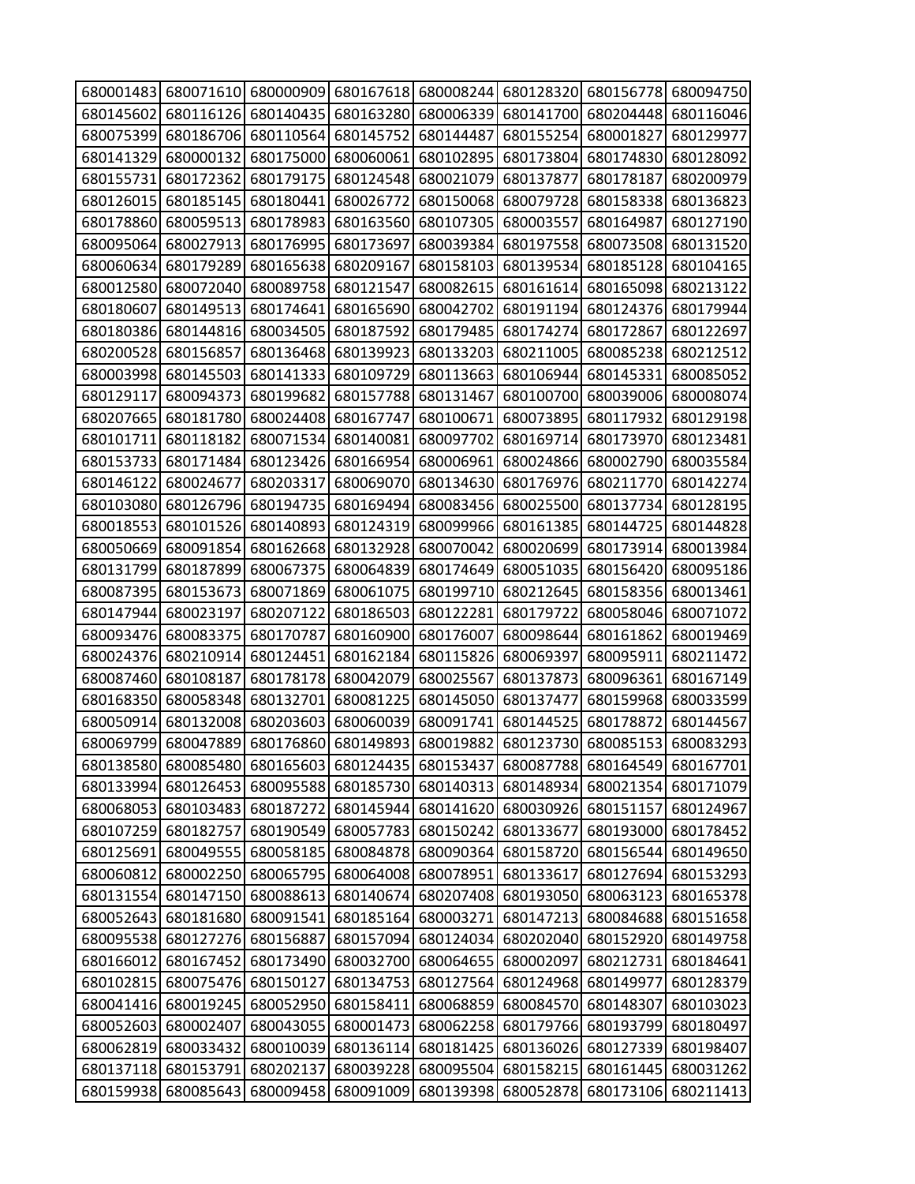| | | | | | | | |
|---|---|---|---|---|---|---|---|
| 680001483 | 680071610 | 680000909 | 680167618 | 680008244 | 680128320 | 680156778 | 680094750 |
| 680145602 | 680116126 | 680140435 | 680163280 | 680006339 | 680141700 | 680204448 | 680116046 |
| 680075399 | 680186706 | 680110564 | 680145752 | 680144487 | 680155254 | 680001827 | 680129977 |
| 680141329 | 680000132 | 680175000 | 680060061 | 680102895 | 680173804 | 680174830 | 680128092 |
| 680155731 | 680172362 | 680179175 | 680124548 | 680021079 | 680137877 | 680178187 | 680200979 |
| 680126015 | 680185145 | 680180441 | 680026772 | 680150068 | 680079728 | 680158338 | 680136823 |
| 680178860 | 680059513 | 680178983 | 680163560 | 680107305 | 680003557 | 680164987 | 680127190 |
| 680095064 | 680027913 | 680176995 | 680173697 | 680039384 | 680197558 | 680073508 | 680131520 |
| 680060634 | 680179289 | 680165638 | 680209167 | 680158103 | 680139534 | 680185128 | 680104165 |
| 680012580 | 680072040 | 680089758 | 680121547 | 680082615 | 680161614 | 680165098 | 680213122 |
| 680180607 | 680149513 | 680174641 | 680165690 | 680042702 | 680191194 | 680124376 | 680179944 |
| 680180386 | 680144816 | 680034505 | 680187592 | 680179485 | 680174274 | 680172867 | 680122697 |
| 680200528 | 680156857 | 680136468 | 680139923 | 680133203 | 680211005 | 680085238 | 680212512 |
| 680003998 | 680145503 | 680141333 | 680109729 | 680113663 | 680106944 | 680145331 | 680085052 |
| 680129117 | 680094373 | 680199682 | 680157788 | 680131467 | 680100700 | 680039006 | 680008074 |
| 680207665 | 680181780 | 680024408 | 680167747 | 680100671 | 680073895 | 680117932 | 680129198 |
| 680101711 | 680118182 | 680071534 | 680140081 | 680097702 | 680169714 | 680173970 | 680123481 |
| 680153733 | 680171484 | 680123426 | 680166954 | 680006961 | 680024866 | 680002790 | 680035584 |
| 680146122 | 680024677 | 680203317 | 680069070 | 680134630 | 680176976 | 680211770 | 680142274 |
| 680103080 | 680126796 | 680194735 | 680169494 | 680083456 | 680025500 | 680137734 | 680128195 |
| 680018553 | 680101526 | 680140893 | 680124319 | 680099966 | 680161385 | 680144725 | 680144828 |
| 680050669 | 680091854 | 680162668 | 680132928 | 680070042 | 680020699 | 680173914 | 680013984 |
| 680131799 | 680187899 | 680067375 | 680064839 | 680174649 | 680051035 | 680156420 | 680095186 |
| 680087395 | 680153673 | 680071869 | 680061075 | 680199710 | 680212645 | 680158356 | 680013461 |
| 680147944 | 680023197 | 680207122 | 680186503 | 680122281 | 680179722 | 680058046 | 680071072 |
| 680093476 | 680083375 | 680170787 | 680160900 | 680176007 | 680098644 | 680161862 | 680019469 |
| 680024376 | 680210914 | 680124451 | 680162184 | 680115826 | 680069397 | 680095911 | 680211472 |
| 680087460 | 680108187 | 680178178 | 680042079 | 680025567 | 680137873 | 680096361 | 680167149 |
| 680168350 | 680058348 | 680132701 | 680081225 | 680145050 | 680137477 | 680159968 | 680033599 |
| 680050914 | 680132008 | 680203603 | 680060039 | 680091741 | 680144525 | 680178872 | 680144567 |
| 680069799 | 680047889 | 680176860 | 680149893 | 680019882 | 680123730 | 680085153 | 680083293 |
| 680138580 | 680085480 | 680165603 | 680124435 | 680153437 | 680087788 | 680164549 | 680167701 |
| 680133994 | 680126453 | 680095588 | 680185730 | 680140313 | 680148934 | 680021354 | 680171079 |
| 680068053 | 680103483 | 680187272 | 680145944 | 680141620 | 680030926 | 680151157 | 680124967 |
| 680107259 | 680182757 | 680190549 | 680057783 | 680150242 | 680133677 | 680193000 | 680178452 |
| 680125691 | 680049555 | 680058185 | 680084878 | 680090364 | 680158720 | 680156544 | 680149650 |
| 680060812 | 680002250 | 680065795 | 680064008 | 680078951 | 680133617 | 680127694 | 680153293 |
| 680131554 | 680147150 | 680088613 | 680140674 | 680207408 | 680193050 | 680063123 | 680165378 |
| 680052643 | 680181680 | 680091541 | 680185164 | 680003271 | 680147213 | 680084688 | 680151658 |
| 680095538 | 680127276 | 680156887 | 680157094 | 680124034 | 680202040 | 680152920 | 680149758 |
| 680166012 | 680167452 | 680173490 | 680032700 | 680064655 | 680002097 | 680212731 | 680184641 |
| 680102815 | 680075476 | 680150127 | 680134753 | 680127564 | 680124968 | 680149977 | 680128379 |
| 680041416 | 680019245 | 680052950 | 680158411 | 680068859 | 680084570 | 680148307 | 680103023 |
| 680052603 | 680002407 | 680043055 | 680001473 | 680062258 | 680179766 | 680193799 | 680180497 |
| 680062819 | 680033432 | 680010039 | 680136114 | 680181425 | 680136026 | 680127339 | 680198407 |
| 680137118 | 680153791 | 680202137 | 680039228 | 680095504 | 680158215 | 680161445 | 680031262 |
| 680159938 | 680085643 | 680009458 | 680091009 | 680139398 | 680052878 | 680173106 | 680211413 |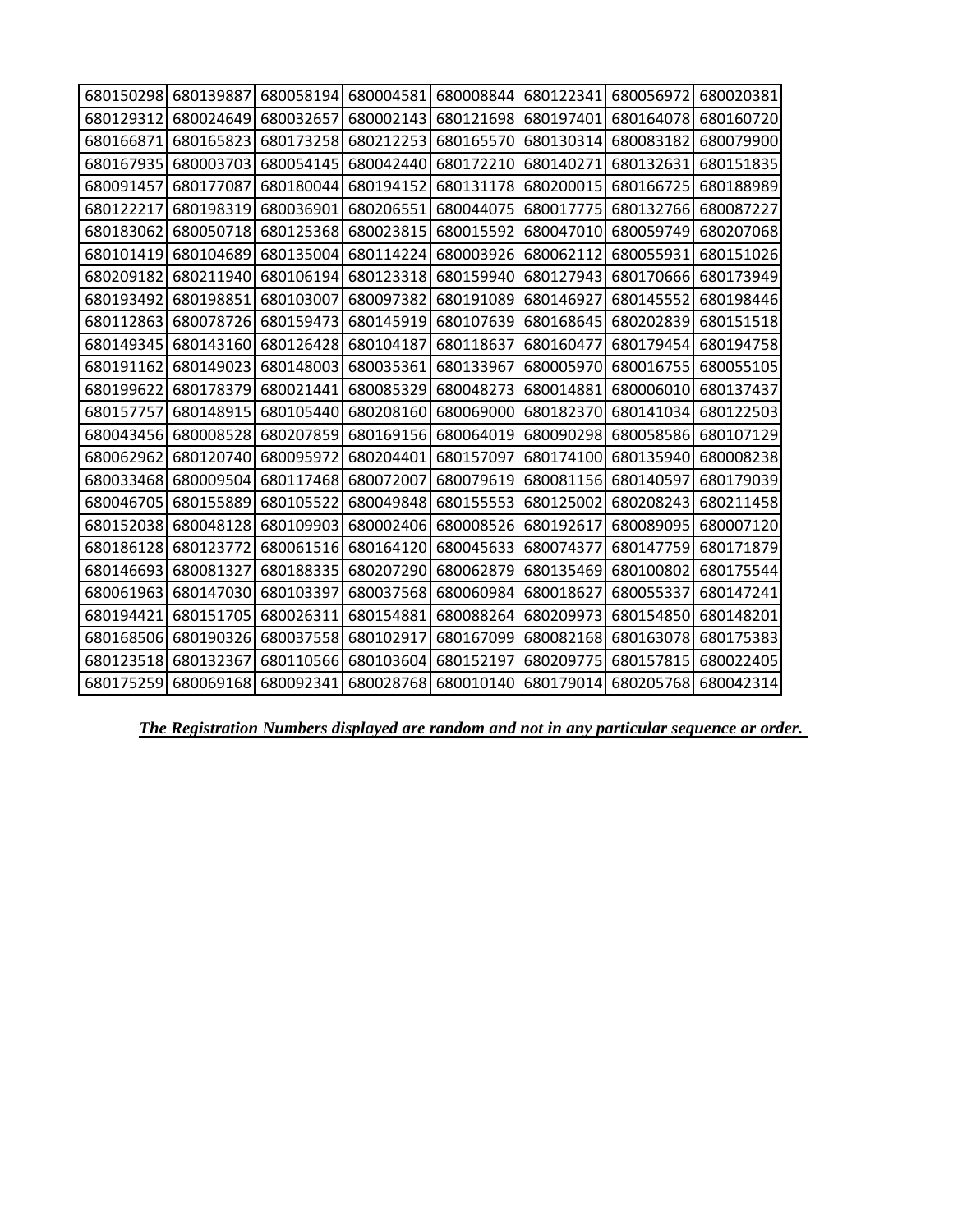| | | | | | | | |
|---|---|---|---|---|---|---|---|
| 680150298 | 680139887 | 680058194 | 680004581 | 680008844 | 680122341 | 680056972 | 680020381 |
| 680129312 | 680024649 | 680032657 | 680002143 | 680121698 | 680197401 | 680164078 | 680160720 |
| 680166871 | 680165823 | 680173258 | 680212253 | 680165570 | 680130314 | 680083182 | 680079900 |
| 680167935 | 680003703 | 680054145 | 680042440 | 680172210 | 680140271 | 680132631 | 680151835 |
| 680091457 | 680177087 | 680180044 | 680194152 | 680131178 | 680200015 | 680166725 | 680188989 |
| 680122217 | 680198319 | 680036901 | 680206551 | 680044075 | 680017775 | 680132766 | 680087227 |
| 680183062 | 680050718 | 680125368 | 680023815 | 680015592 | 680047010 | 680059749 | 680207068 |
| 680101419 | 680104689 | 680135004 | 680114224 | 680003926 | 680062112 | 680055931 | 680151026 |
| 680209182 | 680211940 | 680106194 | 680123318 | 680159940 | 680127943 | 680170666 | 680173949 |
| 680193492 | 680198851 | 680103007 | 680097382 | 680191089 | 680146927 | 680145552 | 680198446 |
| 680112863 | 680078726 | 680159473 | 680145919 | 680107639 | 680168645 | 680202839 | 680151518 |
| 680149345 | 680143160 | 680126428 | 680104187 | 680118637 | 680160477 | 680179454 | 680194758 |
| 680191162 | 680149023 | 680148003 | 680035361 | 680133967 | 680005970 | 680016755 | 680055105 |
| 680199622 | 680178379 | 680021441 | 680085329 | 680048273 | 680014881 | 680006010 | 680137437 |
| 680157757 | 680148915 | 680105440 | 680208160 | 680069000 | 680182370 | 680141034 | 680122503 |
| 680043456 | 680008528 | 680207859 | 680169156 | 680064019 | 680090298 | 680058586 | 680107129 |
| 680062962 | 680120740 | 680095972 | 680204401 | 680157097 | 680174100 | 680135940 | 680008238 |
| 680033468 | 680009504 | 680117468 | 680072007 | 680079619 | 680081156 | 680140597 | 680179039 |
| 680046705 | 680155889 | 680105522 | 680049848 | 680155553 | 680125002 | 680208243 | 680211458 |
| 680152038 | 680048128 | 680109903 | 680002406 | 680008526 | 680192617 | 680089095 | 680007120 |
| 680186128 | 680123772 | 680061516 | 680164120 | 680045633 | 680074377 | 680147759 | 680171879 |
| 680146693 | 680081327 | 680188335 | 680207290 | 680062879 | 680135469 | 680100802 | 680175544 |
| 680061963 | 680147030 | 680103397 | 680037568 | 680060984 | 680018627 | 680055337 | 680147241 |
| 680194421 | 680151705 | 680026311 | 680154881 | 680088264 | 680209973 | 680154850 | 680148201 |
| 680168506 | 680190326 | 680037558 | 680102917 | 680167099 | 680082168 | 680163078 | 680175383 |
| 680123518 | 680132367 | 680110566 | 680103604 | 680152197 | 680209775 | 680157815 | 680022405 |
| 680175259 | 680069168 | 680092341 | 680028768 | 680010140 | 680179014 | 680205768 | 680042314 |

***The Registration Numbers displayed are random and not in any particular sequence or order.***